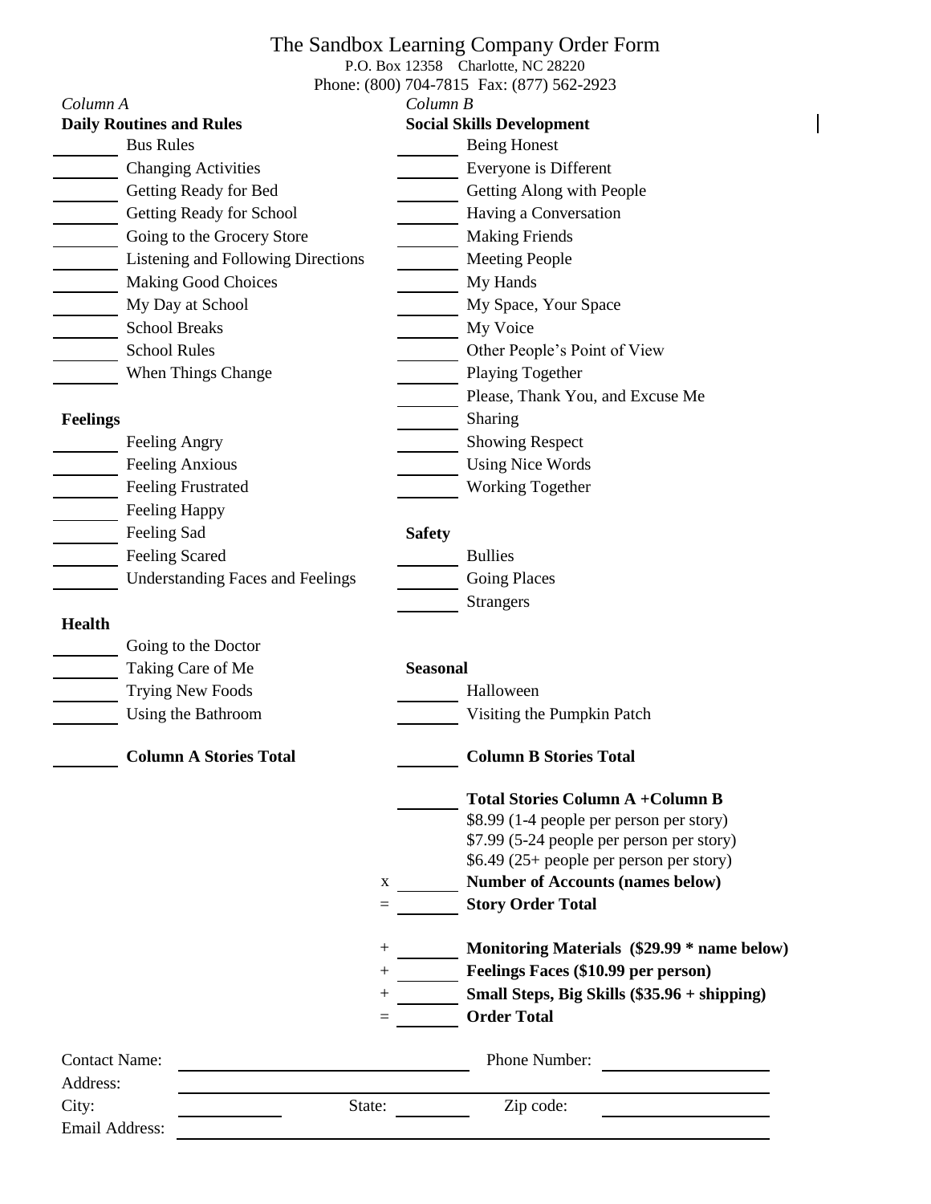# The Sandbox Learning Company Order Form

P.O. Box 12358 Charlotte, NC 28220
Phone: (800) 704-7815 Fax: (877) 562-2923

*Column A*

**Daily Routines and Rules**

_______ Bus Rules
_______ Changing Activities
_______ Getting Ready for Bed
_______ Getting Ready for School
_______ Going to the Grocery Store
_______ Listening and Following Directions
_______ Making Good Choices
_______ My Day at School
_______ School Breaks
_______ School Rules
_______ When Things Change

**Feelings**

_______ Feeling Angry
_______ Feeling Anxious
_______ Feeling Frustrated
_______ Feeling Happy
_______ Feeling Sad
_______ Feeling Scared
_______ Understanding Faces and Feelings

**Health**

_______ Going to the Doctor
_______ Taking Care of Me
_______ Trying New Foods
_______ Using the Bathroom

_______ **Column A Stories Total**

*Column B*

**Social Skills Development**

_______ Being Honest
_______ Everyone is Different
_______ Getting Along with People
_______ Having a Conversation
_______ Making Friends
_______ Meeting People
_______ My Hands
_______ My Space, Your Space
_______ My Voice
_______ Other People's Point of View
_______ Playing Together
_______ Please, Thank You, and Excuse Me
_______ Sharing
_______ Showing Respect
_______ Using Nice Words
_______ Working Together

**Safety**

_______ Bullies
_______ Going Places
_______ Strangers

**Seasonal**

_______ Halloween
_______ Visiting the Pumpkin Patch

_______ **Column B Stories Total**

_______ **Total Stories Column A +Column B**
$8.99 (1-4 people per person per story)
$7.99 (5-24 people per person per story)
$6.49 (25+ people per person per story)

x _______ **Number of Accounts (names below)**
= _______ **Story Order Total**

\+ _______ **Monitoring Materials ($29.99 * name below)**
\+ _______ **Feelings Faces ($10.99 per person)**
\+ _______ **Small Steps, Big Skills ($35.96 + shipping)**
= _______ **Order Total**

Contact Name: ____________________ Phone Number: ____________________
Address: ____________________
City: __________ State: __________ Zip code: __________
Email Address: ____________________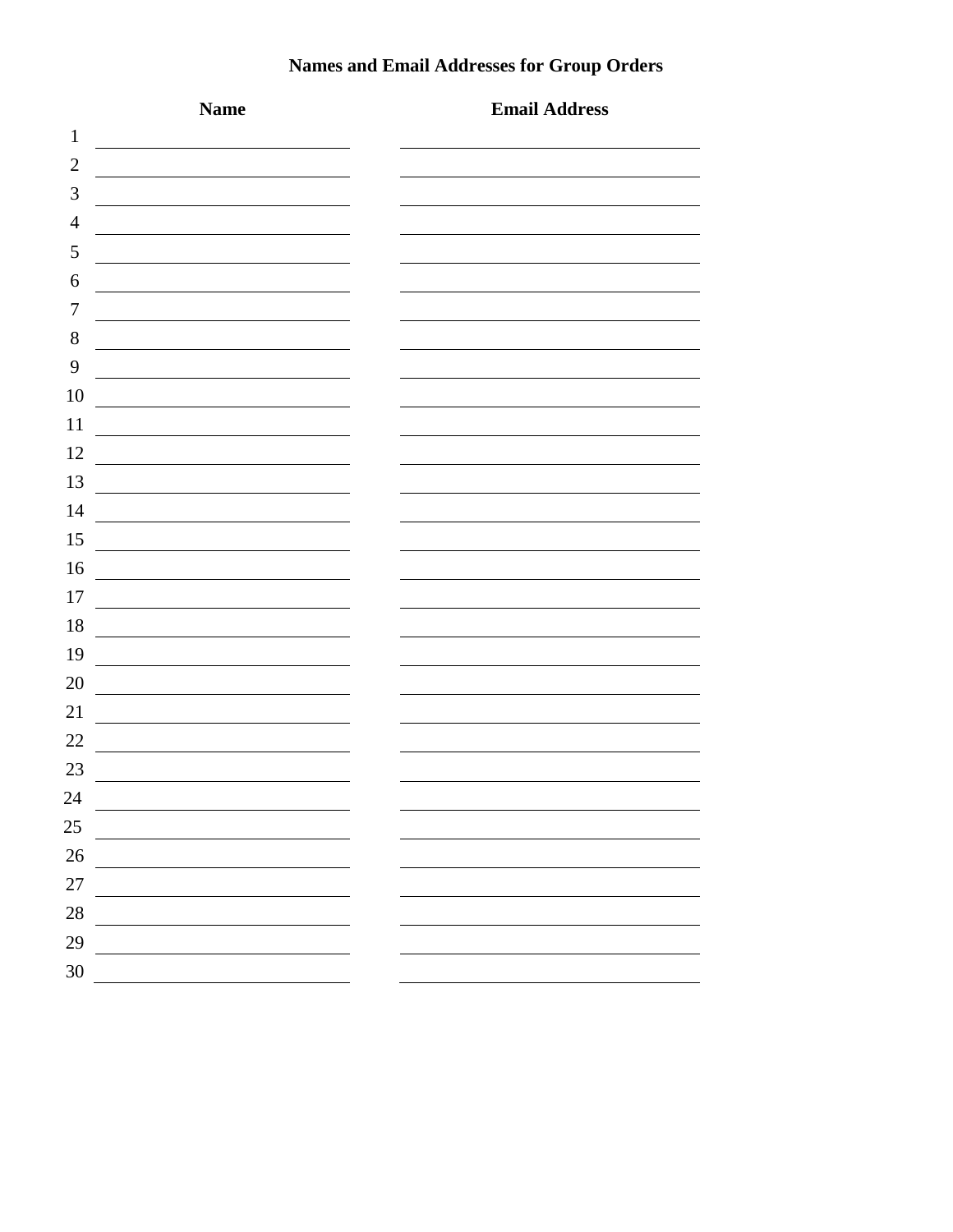## Names and Email Addresses for Group Orders

| | Name | Email Address |
|---|---|---|
| 1 | | |
| 2 | | |
| 3 | | |
| 4 | | |
| 5 | | |
| 6 | | |
| 7 | | |
| 8 | | |
| 9 | | |
| 10 | | |
| 11 | | |
| 12 | | |
| 13 | | |
| 14 | | |
| 15 | | |
| 16 | | |
| 17 | | |
| 18 | | |
| 19 | | |
| 20 | | |
| 21 | | |
| 22 | | |
| 23 | | |
| 24 | | |
| 25 | | |
| 26 | | |
| 27 | | |
| 28 | | |
| 29 | | |
| 30 | | |